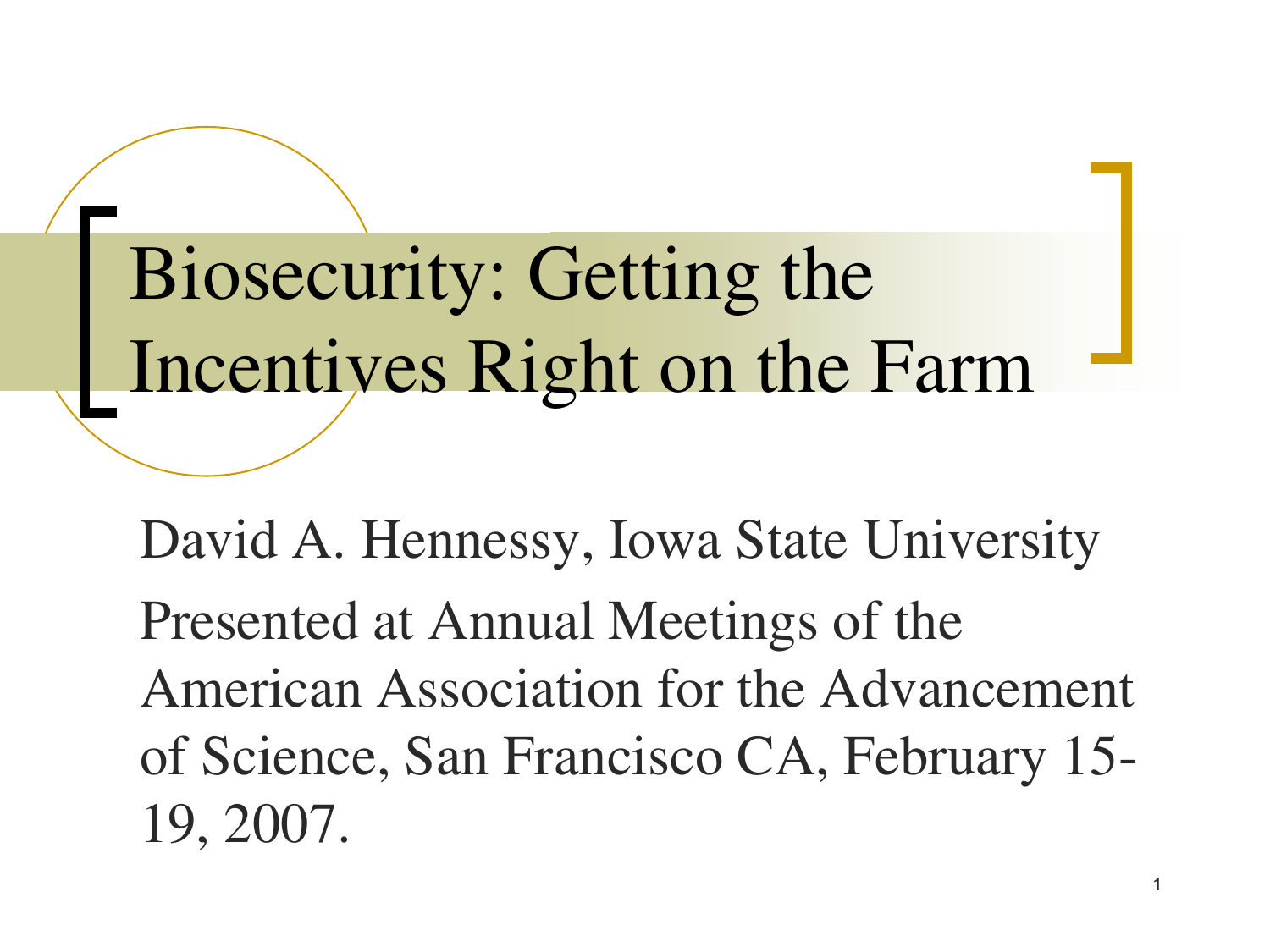# Biosecurity: Getting the Incentives Right on the Farm

David A. Hennessy, Iowa State University

Presented at Annual Meetings of the American Association for the Advancement of Science, San Francisco CA, February 15-19, 2007.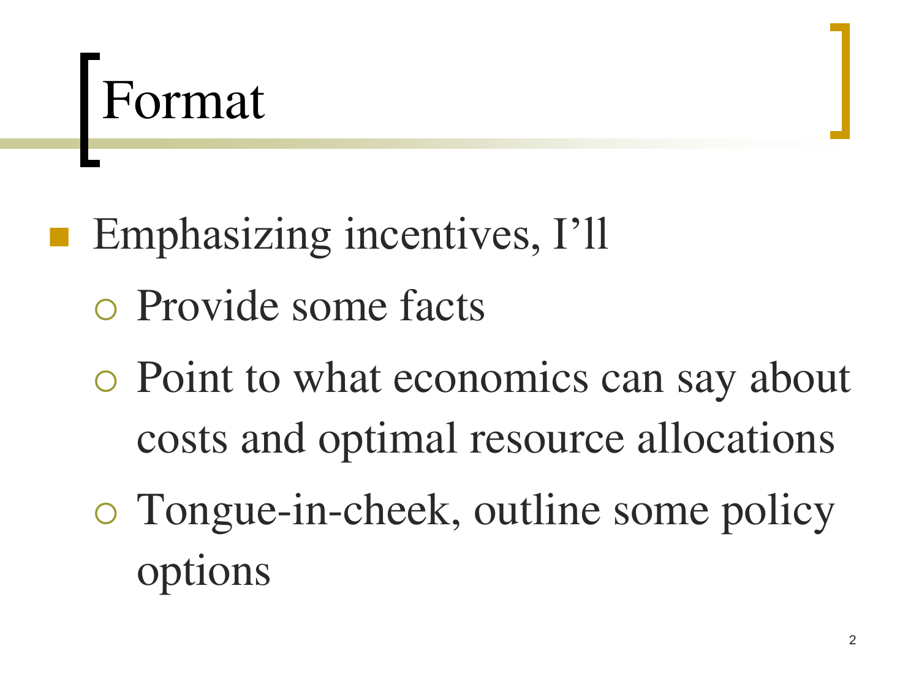# Format

- Emphasizing incentives, I'll
  - Provide some facts
  - Point to what economics can say about costs and optimal resource allocations
  - Tongue-in-cheek, outline some policy options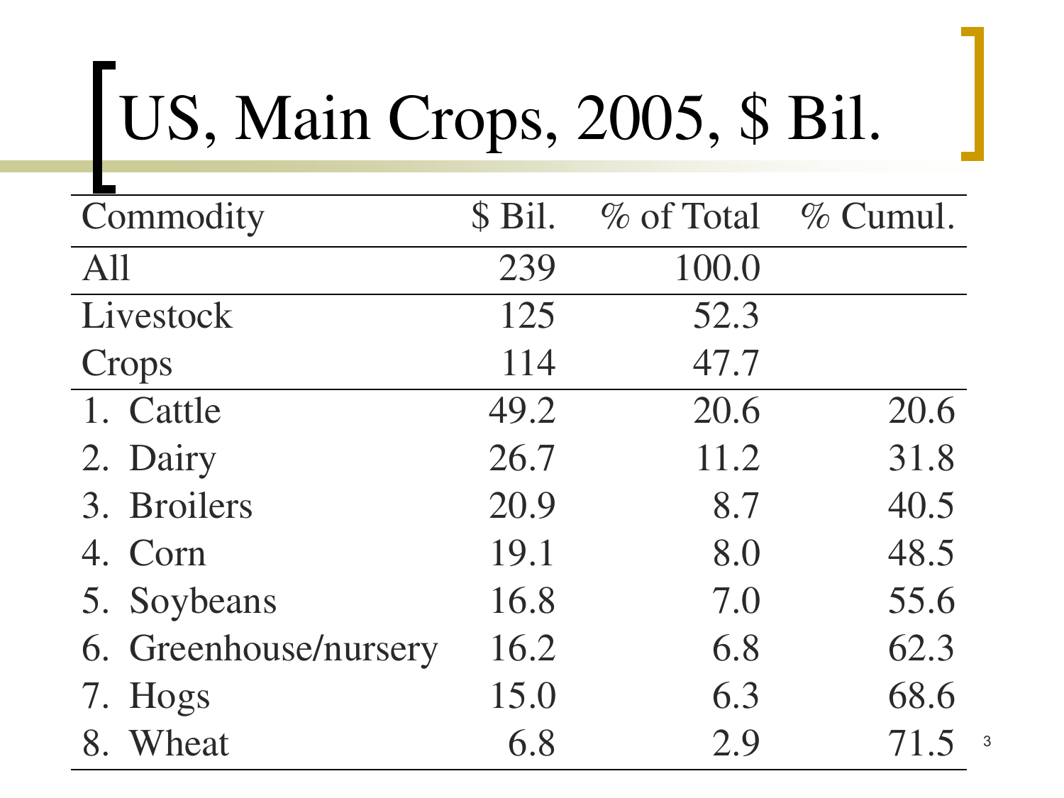# US, Main Crops, 2005, $ Bil.

| Commodity | $ Bil. | % of Total | % Cumul. |
|---|---|---|---|
| All | 239 | 100.0 | |
| Livestock | 125 | 52.3 | |
| Crops | 114 | 47.7 | |
| 1. Cattle | 49.2 | 20.6 | 20.6 |
| 2. Dairy | 26.7 | 11.2 | 31.8 |
| 3. Broilers | 20.9 | 8.7 | 40.5 |
| 4. Corn | 19.1 | 8.0 | 48.5 |
| 5. Soybeans | 16.8 | 7.0 | 55.6 |
| 6. Greenhouse/nursery | 16.2 | 6.8 | 62.3 |
| 7. Hogs | 15.0 | 6.3 | 68.6 |
| 8. Wheat | 6.8 | 2.9 | 71.5 |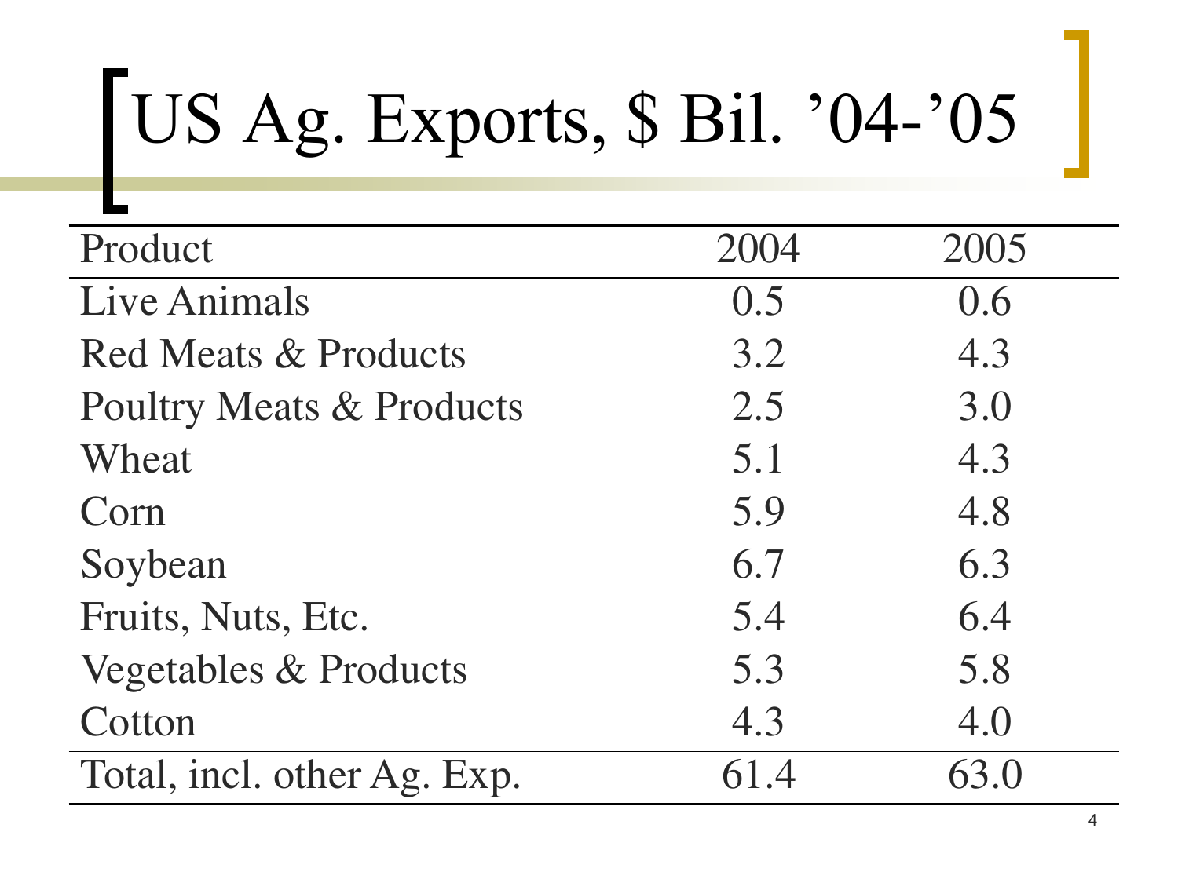# US Ag. Exports, $ Bil. '04-'05

| Product | 2004 | 2005 |
|---|---|---|
| Live Animals | 0.5 | 0.6 |
| Red Meats & Products | 3.2 | 4.3 |
| Poultry Meats & Products | 2.5 | 3.0 |
| Wheat | 5.1 | 4.3 |
| Corn | 5.9 | 4.8 |
| Soybean | 6.7 | 6.3 |
| Fruits, Nuts, Etc. | 5.4 | 6.4 |
| Vegetables & Products | 5.3 | 5.8 |
| Cotton | 4.3 | 4.0 |
| Total, incl. other Ag. Exp. | 61.4 | 63.0 |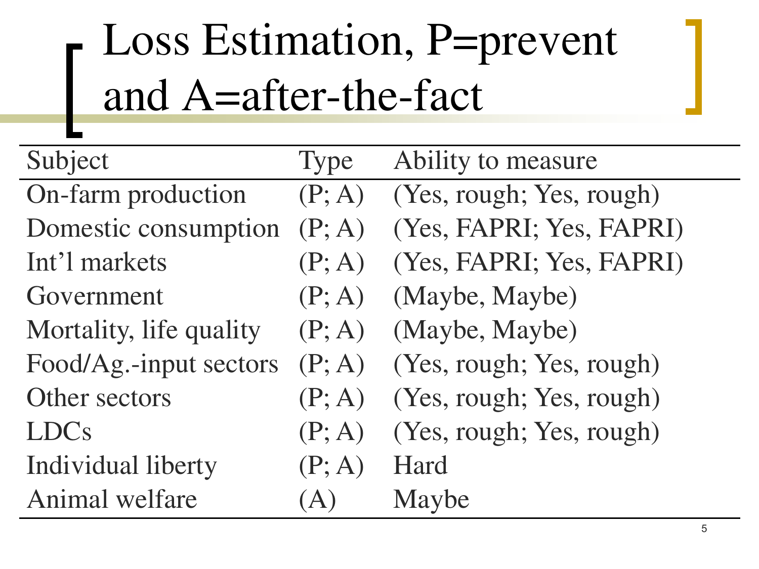# Loss Estimation, P=prevent and A=after-the-fact

| Subject | Type | Ability to measure |
|---|---|---|
| On-farm production | (P; A) | (Yes, rough; Yes, rough) |
| Domestic consumption | (P; A) | (Yes, FAPRI; Yes, FAPRI) |
| Int'l markets | (P; A) | (Yes, FAPRI; Yes, FAPRI) |
| Government | (P; A) | (Maybe, Maybe) |
| Mortality, life quality | (P; A) | (Maybe, Maybe) |
| Food/Ag.-input sectors | (P; A) | (Yes, rough; Yes, rough) |
| Other sectors | (P; A) | (Yes, rough; Yes, rough) |
| LDCs | (P; A) | (Yes, rough; Yes, rough) |
| Individual liberty | (P; A) | Hard |
| Animal welfare | (A) | Maybe |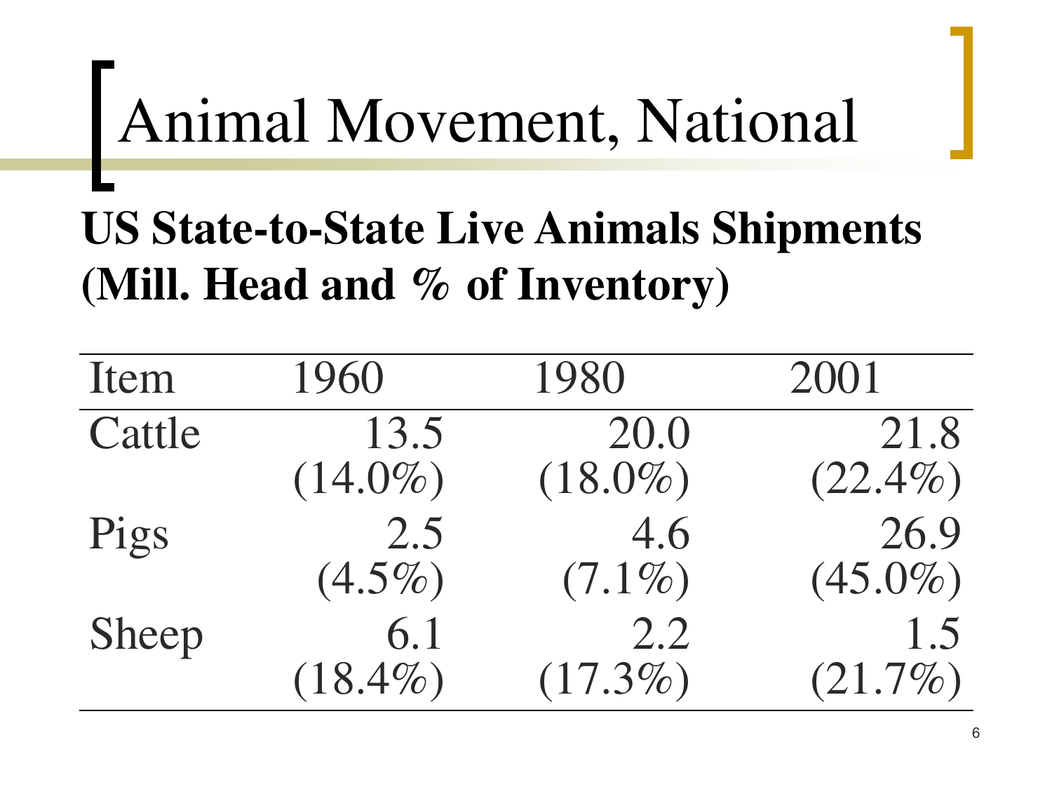# Animal Movement, National

**US State-to-State Live Animals Shipments (Mill. Head and % of Inventory)**

| Item | 1960 | 1980 | 2001 |
|---|---|---|---|
| Cattle | 13.5 (14.0%) | 20.0 (18.0%) | 21.8 (22.4%) |
| Pigs | 2.5 (4.5%) | 4.6 (7.1%) | 26.9 (45.0%) |
| Sheep | 6.1 (18.4%) | 2.2 (17.3%) | 1.5 (21.7%) |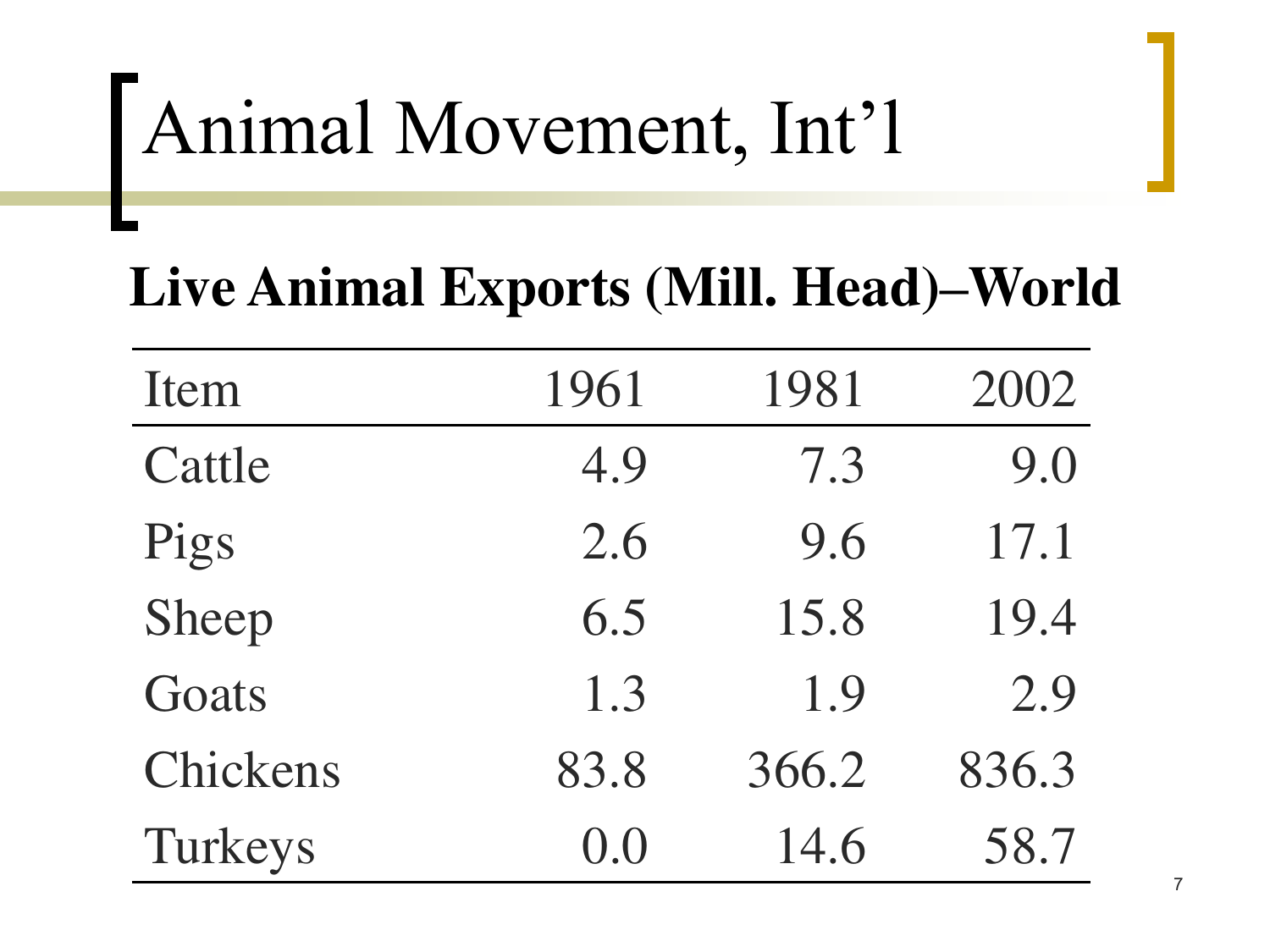# Animal Movement, Int’l

## Live Animal Exports (Mill. Head)–World

| Item | 1961 | 1981 | 2002 |
|---|---|---|---|
| Cattle | 4.9 | 7.3 | 9.0 |
| Pigs | 2.6 | 9.6 | 17.1 |
| Sheep | 6.5 | 15.8 | 19.4 |
| Goats | 1.3 | 1.9 | 2.9 |
| Chickens | 83.8 | 366.2 | 836.3 |
| Turkeys | 0.0 | 14.6 | 58.7 |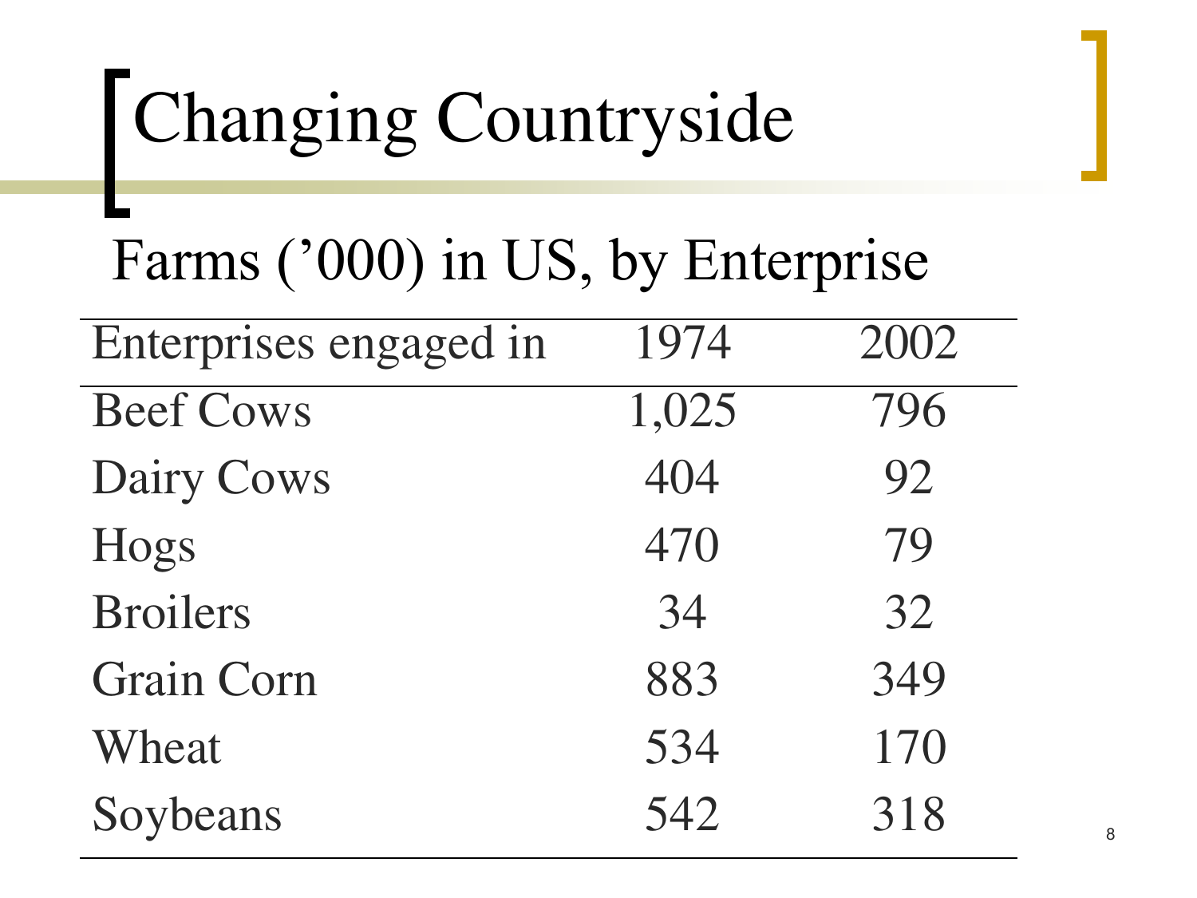# Changing Countryside

## Farms ('000) in US, by Enterprise

| Enterprises engaged in | 1974 | 2002 |
|---|---|---|
| Beef Cows | 1,025 | 796 |
| Dairy Cows | 404 | 92 |
| Hogs | 470 | 79 |
| Broilers | 34 | 32 |
| Grain Corn | 883 | 349 |
| Wheat | 534 | 170 |
| Soybeans | 542 | 318 |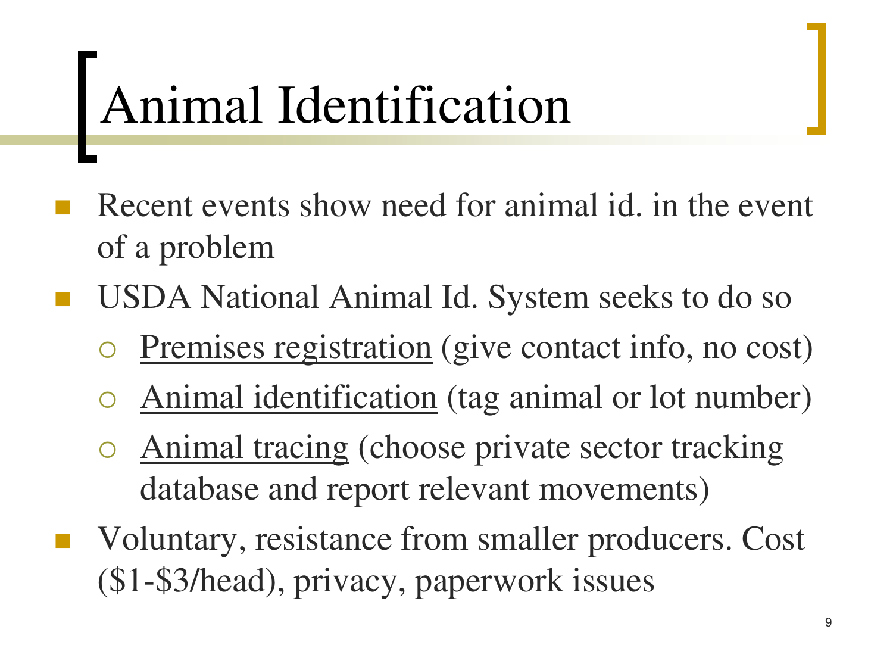# Animal Identification

- Recent events show need for animal id. in the event of a problem
- USDA National Animal Id. System seeks to do so
  - <u>Premises registration</u> (give contact info, no cost)
  - <u>Animal identification</u> (tag animal or lot number)
  - <u>Animal tracing</u> (choose private sector tracking database and report relevant movements)
- Voluntary, resistance from smaller producers. Cost ($1-$3/head), privacy, paperwork issues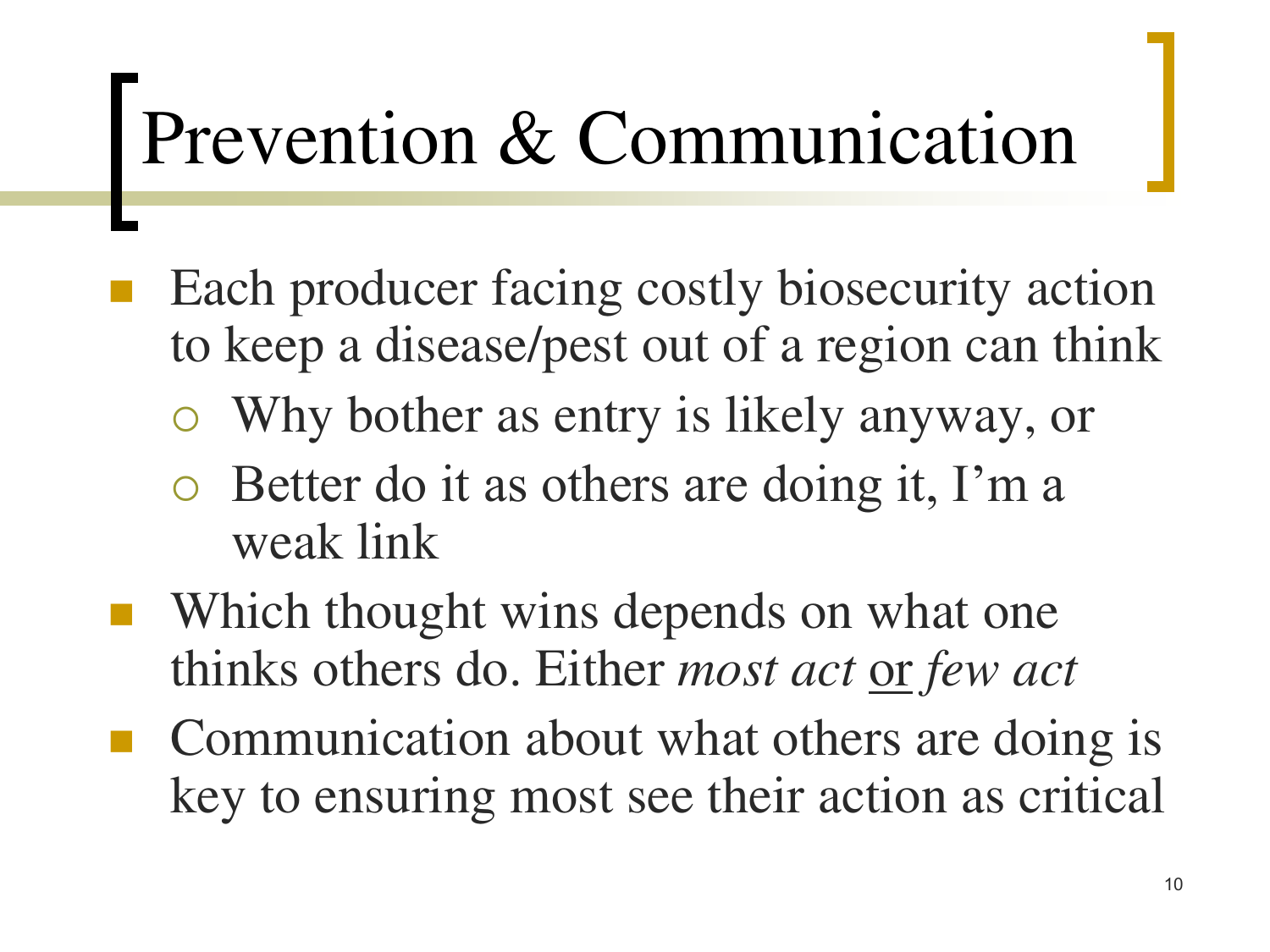# Prevention & Communication

- Each producer facing costly biosecurity action to keep a disease/pest out of a region can think
  - Why bother as entry is likely anyway, or
  - Better do it as others are doing it, I'm a weak link
- Which thought wins depends on what one thinks others do. Either *most act* <u>or</u> *few act*
- Communication about what others are doing is key to ensuring most see their action as critical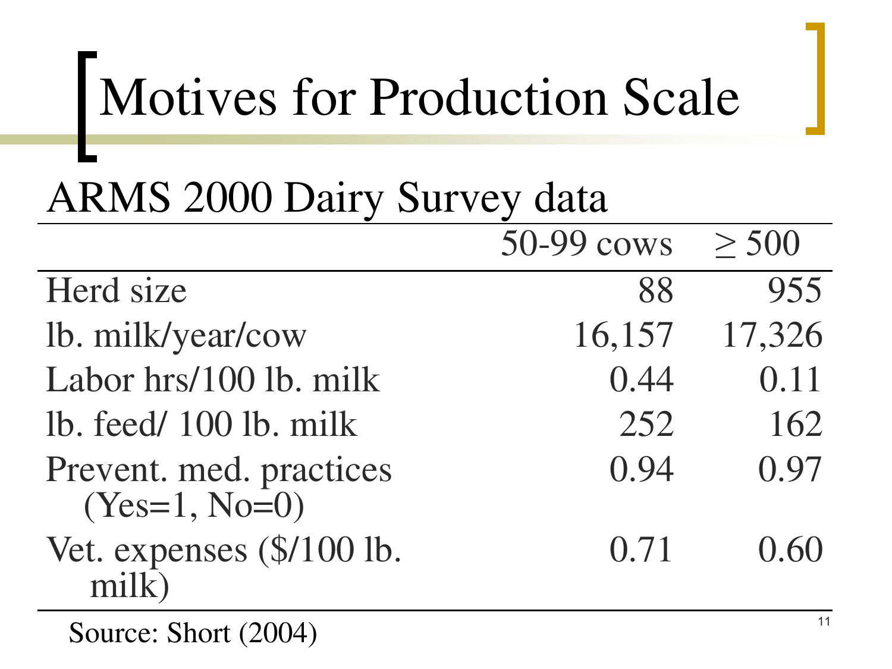# Motives for Production Scale

## ARMS 2000 Dairy Survey data

| | 50-99 cows | $\geq$ 500 |
|---|---|---|
| Herd size | 88 | 955 |
| lb. milk/year/cow | 16,157 | 17,326 |
| Labor hrs/100 lb. milk | 0.44 | 0.11 |
| lb. feed/ 100 lb. milk | 252 | 162 |
| Prevent. med. practices (Yes=1, No=0) | 0.94 | 0.97 |
| Vet. expenses ($/100 lb. milk) | 0.71 | 0.60 |

Source: Short (2004)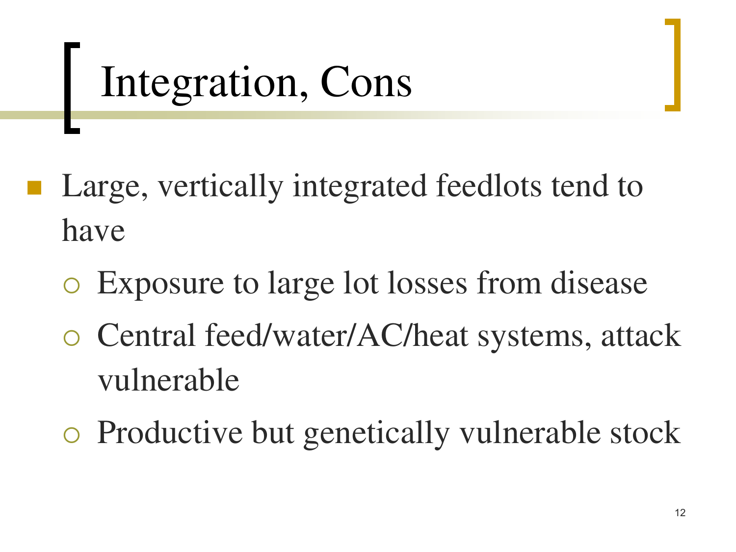# Integration, Cons

- Large, vertically integrated feedlots tend to have
  - Exposure to large lot losses from disease
  - Central feed/water/AC/heat systems, attack vulnerable
  - Productive but genetically vulnerable stock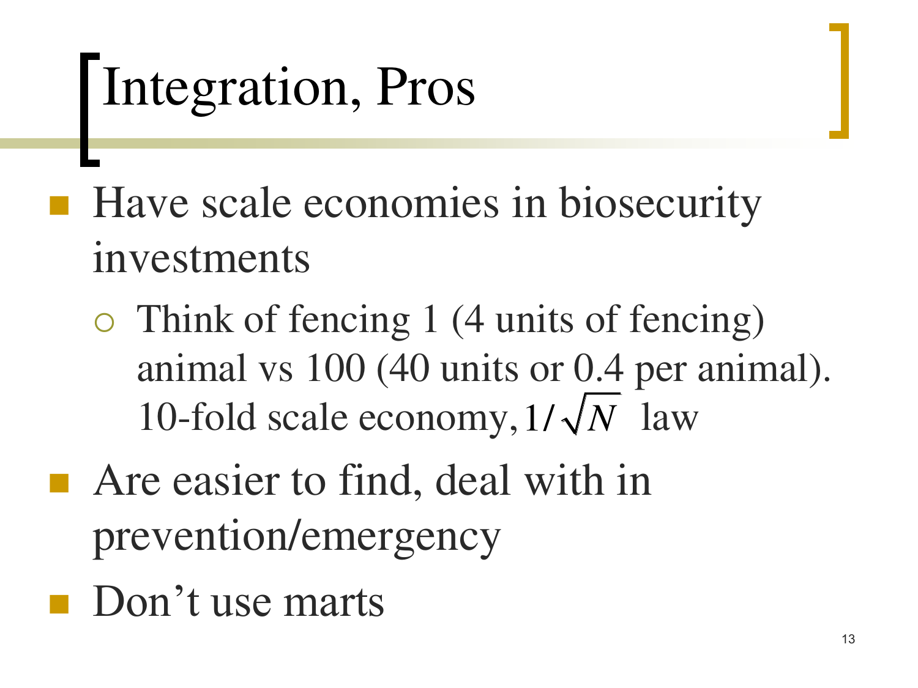# Integration, Pros

- Have scale economies in biosecurity investments
  - Think of fencing 1 (4 units of fencing) animal vs 100 (40 units or 0.4 per animal). 10-fold scale economy, $1/\sqrt{N}$ law
- Are easier to find, deal with in prevention/emergency
- Don't use marts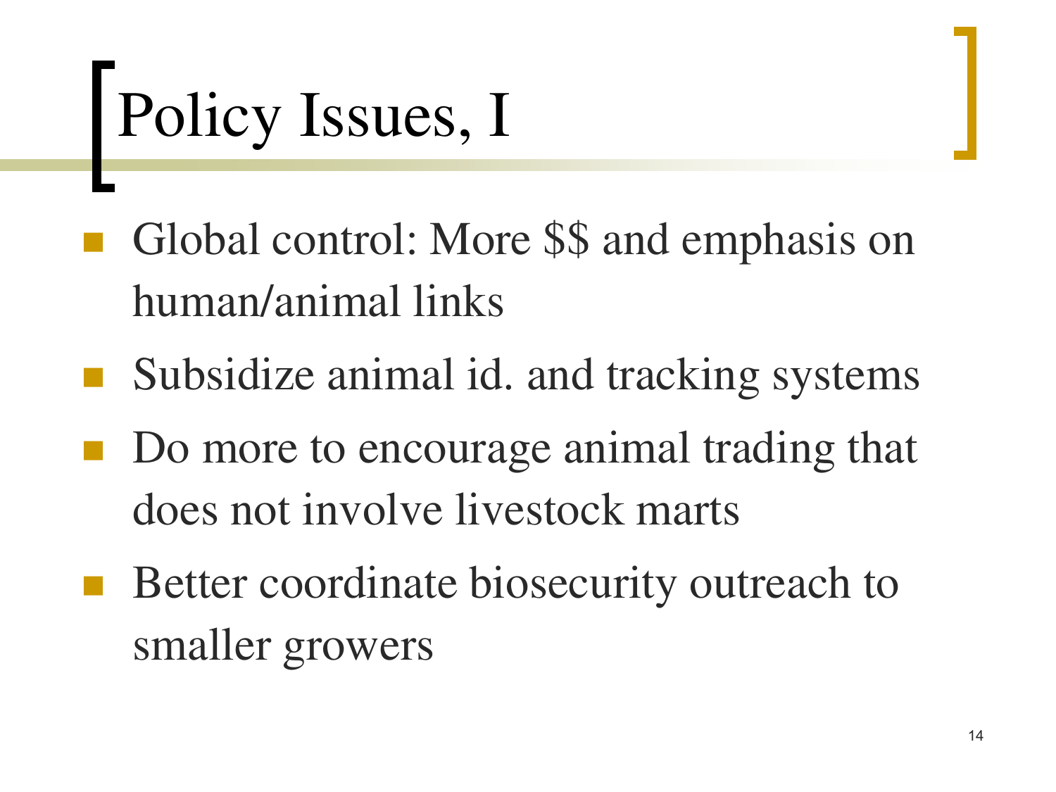# Policy Issues, I

- Global control: More $$ and emphasis on human/animal links
- Subsidize animal id. and tracking systems
- Do more to encourage animal trading that does not involve livestock marts
- Better coordinate biosecurity outreach to smaller growers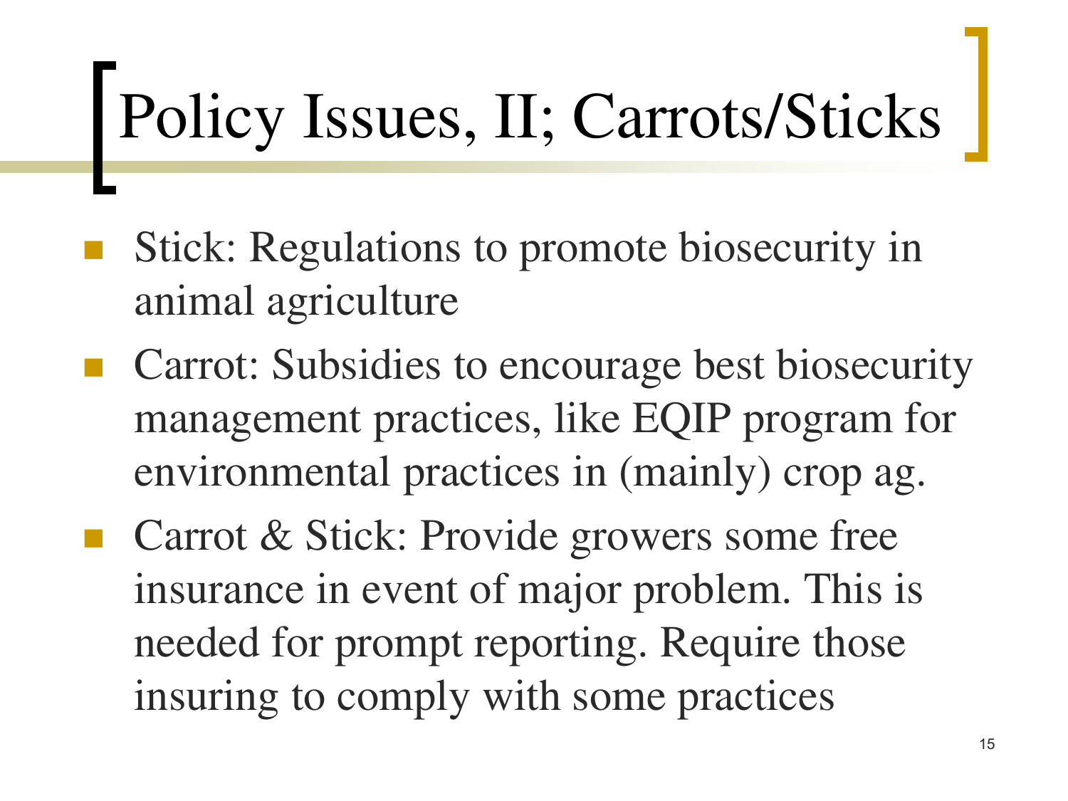# Policy Issues, II; Carrots/Sticks

- Stick: Regulations to promote biosecurity in animal agriculture
- Carrot: Subsidies to encourage best biosecurity management practices, like EQIP program for environmental practices in (mainly) crop ag.
- Carrot & Stick: Provide growers some free insurance in event of major problem. This is needed for prompt reporting. Require those insuring to comply with some practices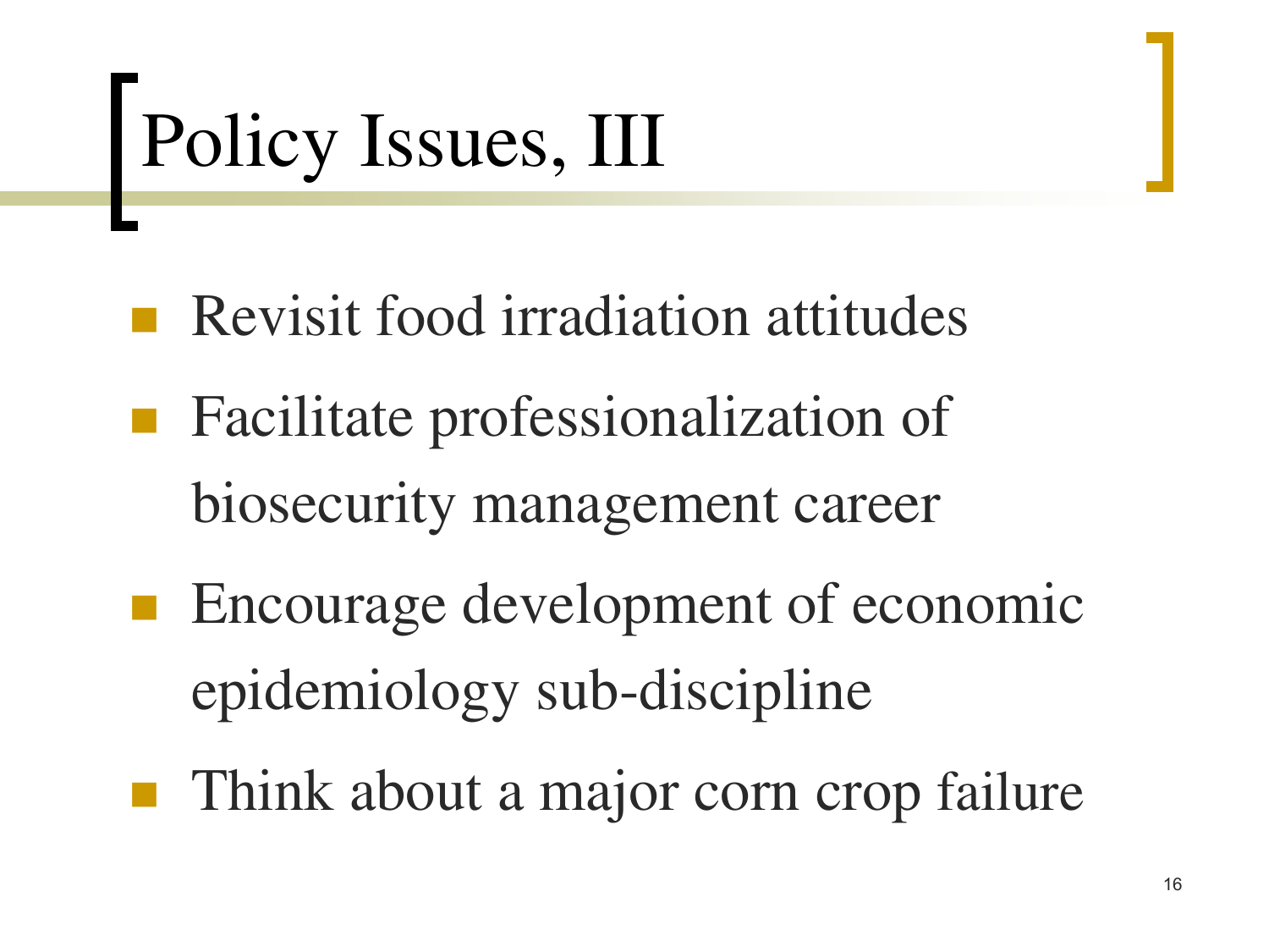# Policy Issues, III

- Revisit food irradiation attitudes
- Facilitate professionalization of biosecurity management career
- Encourage development of economic epidemiology sub-discipline
- Think about a major corn crop failure